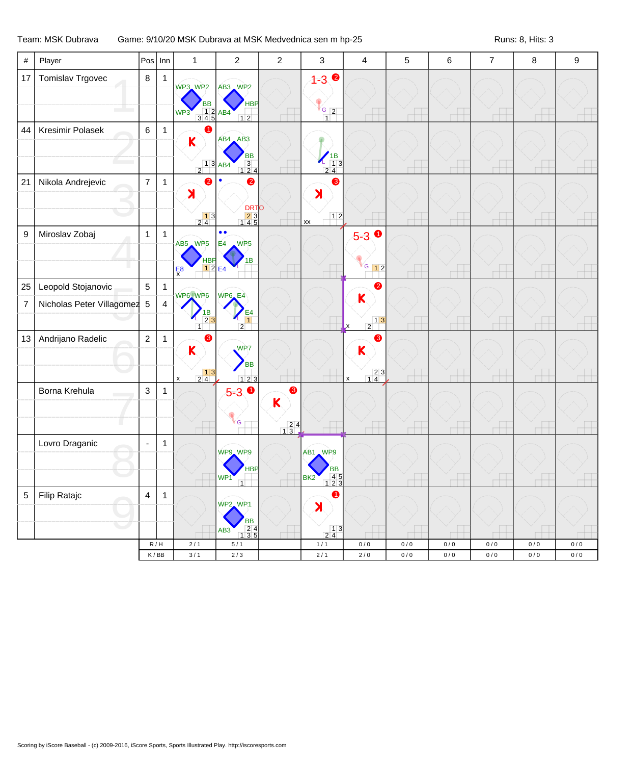Team: MSK Dubrava | Game: 9/10/20 MSK Dubrava at MSK Medvednica sen m hp-25 | Runs: 8, Hits: 3

| # | Player | Pos | Inn | 1 | 2 | 2 | 3 | 4 | 5 | 6 | 7 | 8 | 9 |
|---|---|---|---|---|---|---|---|---|---|---|---|---|---|
| 17 | Tomislav Trgovec | 8 | 1 | WP3, WP2, BB, WP3 | AB3, WP2, HBP, AB4 | | 1-3 (2) G | | | | | | |
| 44 | Kresimir Polasek | 6 | 1 | K (1) | AB4, AB3, BB, AB4 | | 1B | | | | | | |
| 21 | Nikola Andrejevic | 7 | 1 | K (2) | (2) DRTO | | K (3) xx | | | | | | |
| 9 | Miroslav Zobaj | 1 | 1 | AB5, WP5, HBP, E8 x | E4, WP5, 1B, E4 | | | 5-3 (1) G | | | | | |
| 25 | Leopold Stojanovic | 5 | 1 | WP6, WP6, 1B | WP6, E4, E4 | | | K (2) x | | | | | |
| 7 | Nicholas Peter Villagomez | 5 | 4 | | | | | | | | | | |
| 13 | Andrijano Radelic | 2 | 1 | K (3) x | WP7, BB | | | K (3) x | | | | | |
| | Borna Krehula | 3 | 1 | | 5-3 (1) G | K (3) | | | | | | | |
| | Lovro Draganic | - | 1 | | WP9, WP9, HBP, WP1 | | AB1, WP9, BB, BK2 | | | | | | |
| 5 | Filip Ratajc | 4 | 1 | | WP2, WP1, BB, AB3 | | K (1) | | | | | | |
| | | | R / H | 2 / 1 | 5 / 1 | | 1 / 1 | 0 / 0 | 0 / 0 | 0 / 0 | 0 / 0 | 0 / 0 | 0 / 0 |
| | | | K / BB | 3 / 1 | 2 / 3 | | 2 / 1 | 2 / 0 | 0 / 0 | 0 / 0 | 0 / 0 | 0 / 0 | 0 / 0 |

Scoring by iScore Baseball - (c) 2009-2016, iScore Sports, Sports Illustrated Play. http://iscoresports.com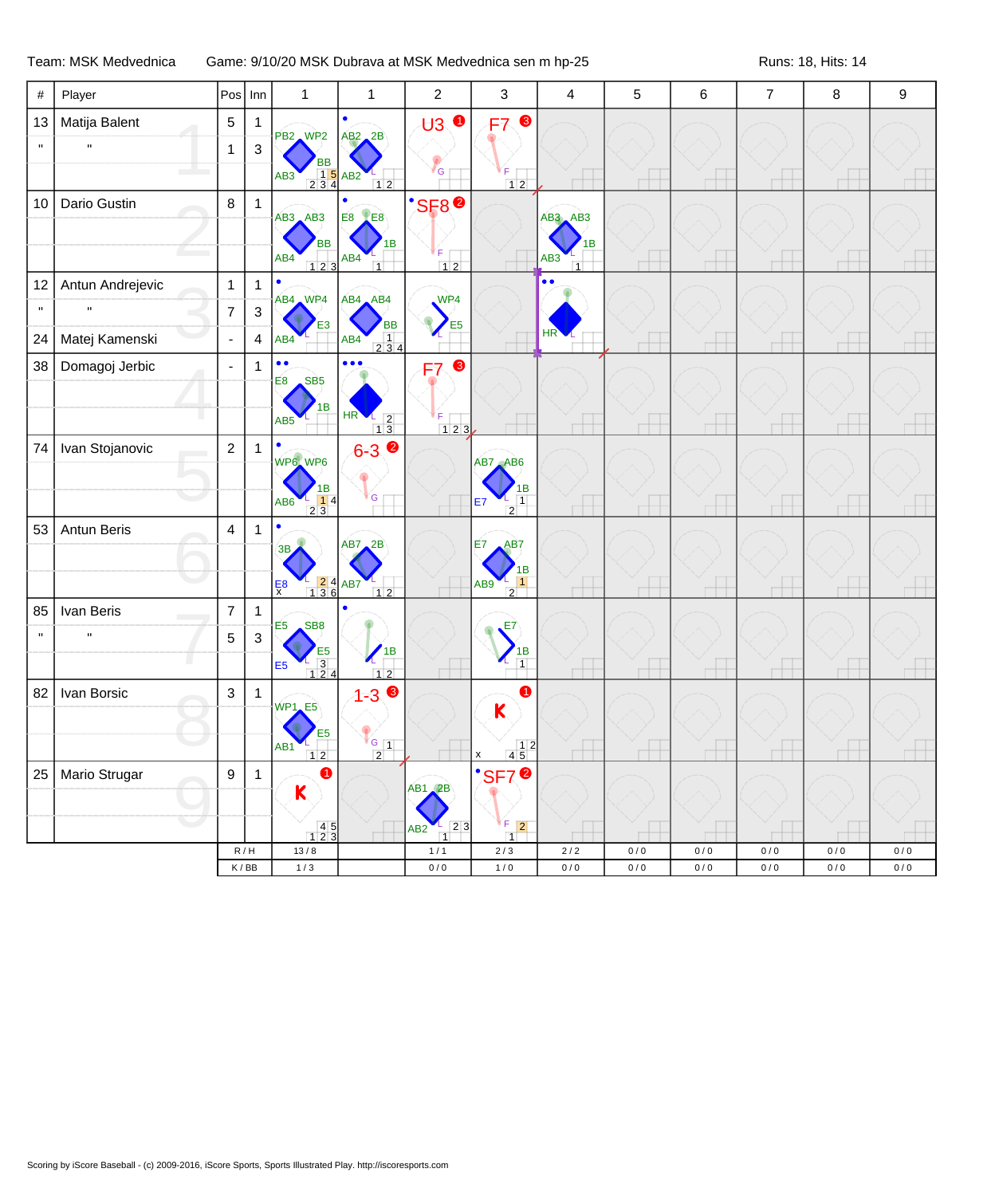Team: MSK Medvednica    Game: 9/10/20 MSK Dubrava at MSK Medvednica sen m hp-25    Runs: 18, Hits: 14

| # | Player | Pos | Inn | 1 | 1 | 2 | 3 | 4 | 5 | 6 | 7 | 8 | 9 |
|---|---|---|---|---|---|---|---|---|---|---|---|---|---|
| 13 | Matija Balent | 5 | 1 | PB2 WP2 BB AB3 1 5 2 3 4 | AB2 2B AB2 1 2 | U3 ❶ G | F7 ❸ F 1 2 | | | | | | |
| " | " | 1 | 3 | | | | | | | | | | |
| 10 | Dario Gustin | 8 | 1 | AB3 AB3 BB AB4 1 2 3 | E8 E8 1B AB4 1 | SF8 ❷ F 1 2 | | AB3 AB3 1B AB3 1 | | | | | |
| 12 | Antun Andrejevic | 1 | 1 | AB4 WP4 E3 AB4 | AB4 AB4 BB AB4 1 2 3 4 | WP4 E5 | | HR | | | | | |
| " | " | 7 | 3 | | | | | | | | | | |
| 24 | Matej Kamenski | - | 4 | | | | | | | | | | |
| 38 | Domagoj Jerbic | - | 1 | E8 SB5 1B AB5 | HR 2 1 3 | F7 ❸ F 1 2 3 | | | | | | | |
| 74 | Ivan Stojanovic | 2 | 1 | WP6 WP6 1B AB6 1 4 2 3 | 6-3 ❷ G | | AB7 AB6 1B E7 1 2 | | | | | | |
| 53 | Antun Beris | 4 | 1 | 3B E8 x 2 4 1 3 6 | AB7 2B AB7 1 2 | | E7 AB7 1B AB9 1 2 | | | | | | |
| 85 | Ivan Beris | 7 | 1 | E5 SB8 E5 E5 3 1 2 4 | 1B 1 2 | | E7 1B 1 | | | | | | |
| " | " | 5 | 3 | | | | | | | | | | |
| 82 | Ivan Borsic | 3 | 1 | WP1 E5 E5 AB1 1 2 | 1-3 ❸ G 1 2 | | ❶ K x 1 2 4 5 | | | | | | |
| 25 | Mario Strugar | 9 | 1 | ❶ K 4 5 1 2 3 | | AB1 2B AB2 2 3 1 | SF7 ❷ F 2 1 | | | | | | |
| | | R / H | | 13 / 8 | | 1 / 1 | 2 / 3 | 2 / 2 | 0 / 0 | 0 / 0 | 0 / 0 | 0 / 0 | 0 / 0 |
| | | K / BB | | 1 / 3 | | 0 / 0 | 1 / 0 | 0 / 0 | 0 / 0 | 0 / 0 | 0 / 0 | 0 / 0 | 0 / 0 |

Scoring by iScore Baseball - (c) 2009-2016, iScore Sports, Sports Illustrated Play. http://iscoresports.com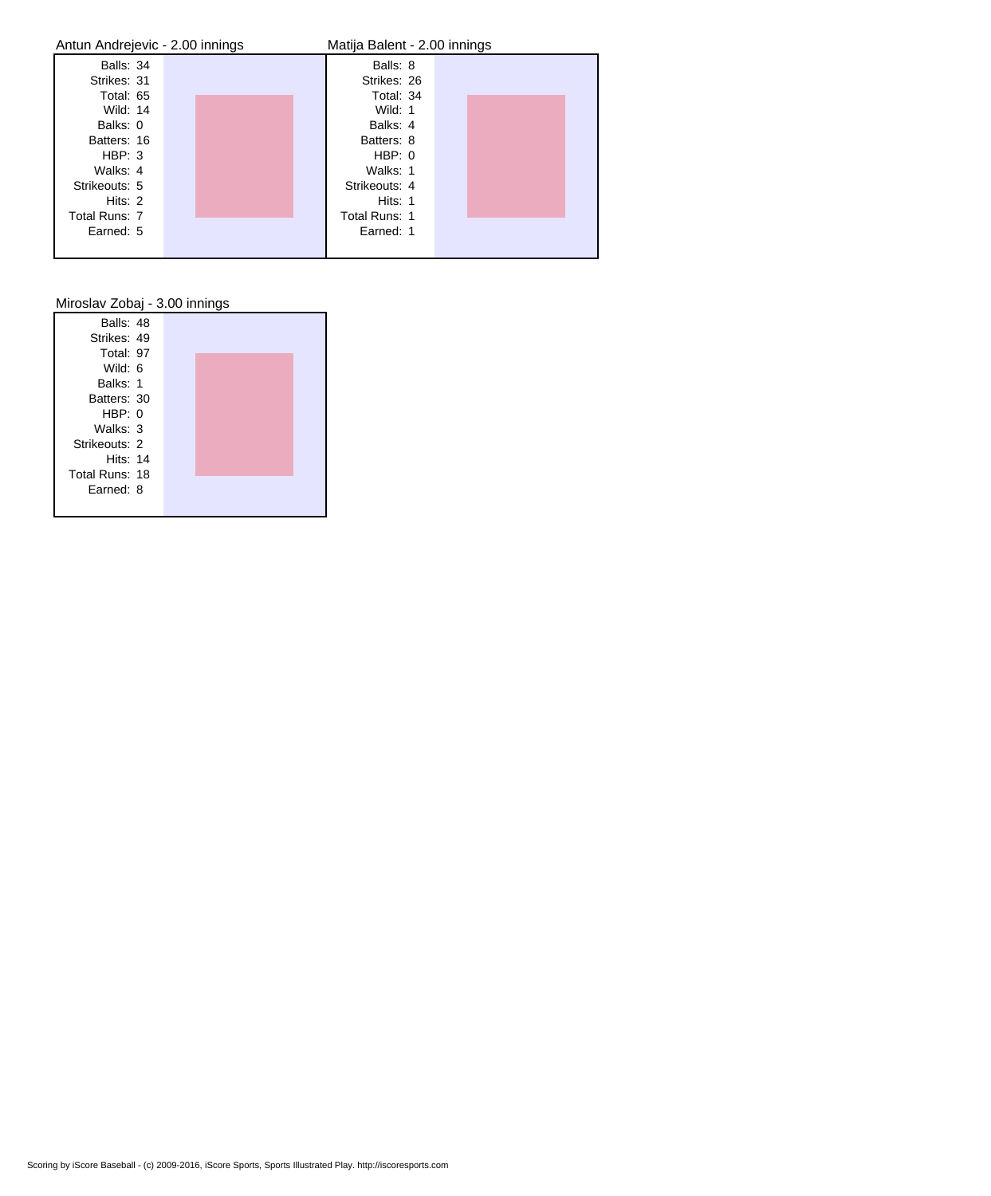Antun Andrejevic - 2.00 innings

| | |
|---|---|
| Balls: | 34 |
| Strikes: | 31 |
| Total: | 65 |
| Wild: | 14 |
| Balks: | 0 |
| Batters: | 16 |
| HBP: | 3 |
| Walks: | 4 |
| Strikeouts: | 5 |
| Hits: | 2 |
| Total Runs: | 7 |
| Earned: | 5 |

Matija Balent - 2.00 innings

| | |
|---|---|
| Balls: | 8 |
| Strikes: | 26 |
| Total: | 34 |
| Wild: | 1 |
| Balks: | 4 |
| Batters: | 8 |
| HBP: | 0 |
| Walks: | 1 |
| Strikeouts: | 4 |
| Hits: | 1 |
| Total Runs: | 1 |
| Earned: | 1 |

Miroslav Zobaj - 3.00 innings

| | |
|---|---|
| Balls: | 48 |
| Strikes: | 49 |
| Total: | 97 |
| Wild: | 6 |
| Balks: | 1 |
| Batters: | 30 |
| HBP: | 0 |
| Walks: | 3 |
| Strikeouts: | 2 |
| Hits: | 14 |
| Total Runs: | 18 |
| Earned: | 8 |

Scoring by iScore Baseball - (c) 2009-2016, iScore Sports, Sports Illustrated Play. http://iscoresports.com